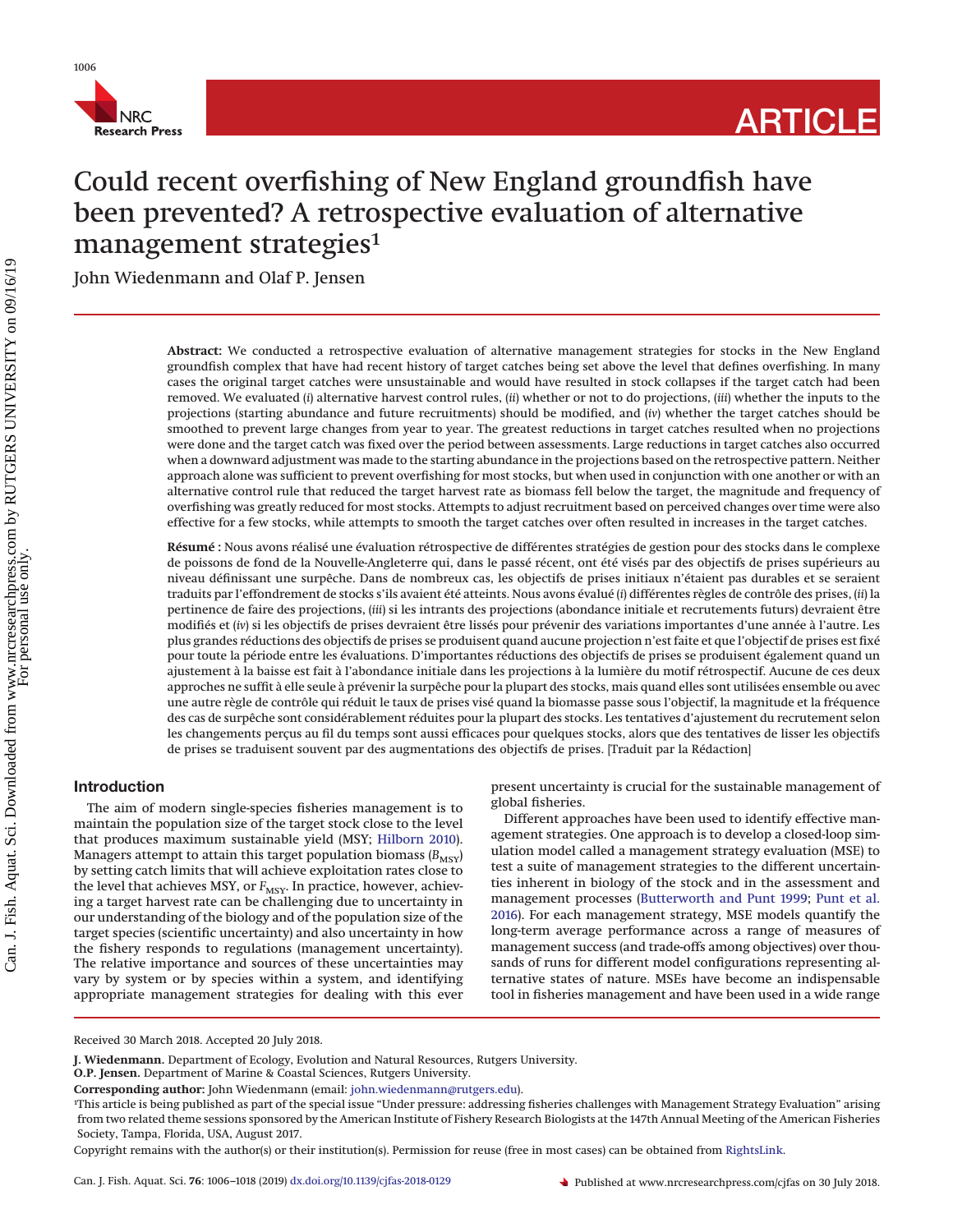# Could recent overfishing of New England groundfish have been prevented? A retrospective evaluation of alternative management strategies[1]

John Wiedenmann and Olaf P. Jensen

**Abstract:** We conducted a retrospective evaluation of alternative management strategies for stocks in the New England groundfish complex that have had recent history of target catches being set above the level that defines overfishing. In many cases the original target catches were unsustainable and would have resulted in stock collapses if the target catch had been removed. We evaluated (*i*) alternative harvest control rules, (*ii*) whether or not to do projections, (*iii*) whether the inputs to the projections (starting abundance and future recruitments) should be modified, and (*iv*) whether the target catches should be smoothed to prevent large changes from year to year. The greatest reductions in target catches resulted when no projections were done and the target catch was fixed over the period between assessments. Large reductions in target catches also occurred when a downward adjustment was made to the starting abundance in the projections based on the retrospective pattern. Neither approach alone was sufficient to prevent overfishing for most stocks, but when used in conjunction with one another or with an alternative control rule that reduced the target harvest rate as biomass fell below the target, the magnitude and frequency of overfishing was greatly reduced for most stocks. Attempts to adjust recruitment based on perceived changes over time were also effective for a few stocks, while attempts to smooth the target catches over often resulted in increases in the target catches.

**Résumé :** Nous avons réalisé une évaluation rétrospective de différentes stratégies de gestion pour des stocks dans le complexe de poissons de fond de la Nouvelle-Angleterre qui, dans le passé récent, ont été visés par des objectifs de prises supérieurs au niveau définissant une surpêche. Dans de nombreux cas, les objectifs de prises initiaux n'étaient pas durables et se seraient traduits par l'effondrement de stocks s'ils avaient été atteints. Nous avons évalué (*i*) différentes règles de contrôle des prises, (*ii*) la pertinence de faire des projections, (*iii*) si les intrants des projections (abondance initiale et recrutements futurs) devraient être modifiés et (*iv*) si les objectifs de prises devraient être lissés pour prévenir des variations importantes d'une année à l'autre. Les plus grandes réductions des objectifs de prises se produisent quand aucune projection n'est faite et que l'objectif de prises est fixé pour toute la période entre les évaluations. D'importantes réductions des objectifs de prises se produisent également quand un ajustement à la baisse est fait à l'abondance initiale dans les projections à la lumière du motif rétrospectif. Aucune de ces deux approches ne suffit à elle seule à prévenir la surpêche pour la plupart des stocks, mais quand elles sont utilisées ensemble ou avec une autre règle de contrôle qui réduit le taux de prises visé quand la biomasse passe sous l'objectif, la magnitude et la fréquence des cas de surpêche sont considérablement réduites pour la plupart des stocks. Les tentatives d'ajustement du recrutement selon les changements perçus au fil du temps sont aussi efficaces pour quelques stocks, alors que des tentatives de lisser les objectifs de prises se traduisent souvent par des augmentations des objectifs de prises. [Traduit par la Rédaction]

## Introduction

The aim of modern single-species fisheries management is to maintain the population size of the target stock close to the level that produces maximum sustainable yield (MSY; Hilborn 2010). Managers attempt to attain this target population biomass ($B_{MSY}$) by setting catch limits that will achieve exploitation rates close to the level that achieves MSY, or $F_{MSY}$. In practice, however, achieving a target harvest rate can be challenging due to uncertainty in our understanding of the biology and of the population size of the target species (scientific uncertainty) and also uncertainty in how the fishery responds to regulations (management uncertainty). The relative importance and sources of these uncertainties may vary by system or by species within a system, and identifying appropriate management strategies for dealing with this ever present uncertainty is crucial for the sustainable management of global fisheries.

Different approaches have been used to identify effective management strategies. One approach is to develop a closed-loop simulation model called a management strategy evaluation (MSE) to test a suite of management strategies to the different uncertainties inherent in biology of the stock and in the assessment and management processes (Butterworth and Punt 1999; Punt et al. 2016). For each management strategy, MSE models quantify the long-term average performance across a range of measures of management success (and trade-offs among objectives) over thousands of runs for different model configurations representing alternative states of nature. MSEs have become an indispensable tool in fisheries management and have been used in a wide range

Received 30 March 2018. Accepted 20 July 2018.

**J. Wiedenmann.** Department of Ecology, Evolution and Natural Resources, Rutgers University.
**O.P. Jensen.** Department of Marine & Coastal Sciences, Rutgers University.

**Corresponding author:** John Wiedenmann (email: john.wiedenmann@rutgers.edu).

[1]This article is being published as part of the special issue "Under pressure: addressing fisheries challenges with Management Strategy Evaluation" arising from two related theme sessions sponsored by the American Institute of Fishery Research Biologists at the 147th Annual Meeting of the American Fisheries Society, Tampa, Florida, USA, August 2017.

Copyright remains with the author(s) or their institution(s). Permission for reuse (free in most cases) can be obtained from RightsLink.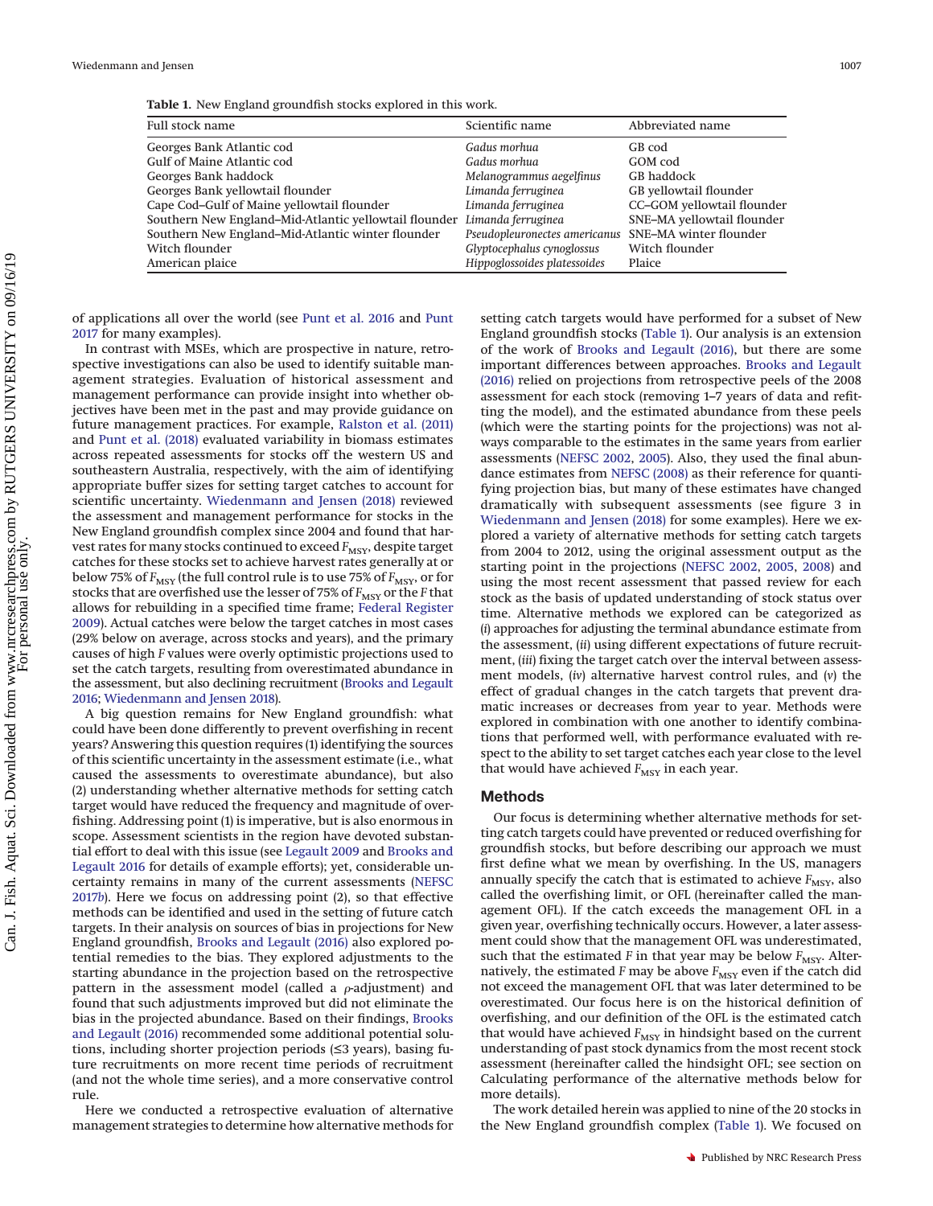**Table 1.** New England groundfish stocks explored in this work.

| Full stock name | Scientific name | Abbreviated name |
|---|---|---|
| Georges Bank Atlantic cod | *Gadus morhua* | GB cod |
| Gulf of Maine Atlantic cod | *Gadus morhua* | GOM cod |
| Georges Bank haddock | *Melanogrammus aegelfinus* | GB haddock |
| Georges Bank yellowtail flounder | *Limanda ferruginea* | GB yellowtail flounder |
| Cape Cod–Gulf of Maine yellowtail flounder | *Limanda ferruginea* | CC–GOM yellowtail flounder |
| Southern New England–Mid-Atlantic yellowtail flounder | *Limanda ferruginea* | SNE–MA yellowtail flounder |
| Southern New England–Mid-Atlantic winter flounder | *Pseudopleuronectes americanus* | SNE–MA winter flounder |
| Witch flounder | *Glyptocephalus cynoglossus* | Witch flounder |
| American plaice | *Hippoglossoides platessoides* | Plaice |

of applications all over the world (see Punt et al. 2016 and Punt 2017 for many examples).

In contrast with MSEs, which are prospective in nature, retrospective investigations can also be used to identify suitable management strategies. Evaluation of historical assessment and management performance can provide insight into whether objectives have been met in the past and may provide guidance on future management practices. For example, Ralston et al. (2011) and Punt et al. (2018) evaluated variability in biomass estimates across repeated assessments for stocks off the western US and southeastern Australia, respectively, with the aim of identifying appropriate buffer sizes for setting target catches to account for scientific uncertainty. Wiedenmann and Jensen (2018) reviewed the assessment and management performance for stocks in the New England groundfish complex since 2004 and found that harvest rates for many stocks continued to exceed $F_{MSY}$, despite target catches for these stocks set to achieve harvest rates generally at or below 75% of $F_{MSY}$ (the full control rule is to use 75% of $F_{MSY}$, or for stocks that are overfished use the lesser of 75% of $F_{MSY}$ or the $F$ that allows for rebuilding in a specified time frame; Federal Register 2009). Actual catches were below the target catches in most cases (29% below on average, across stocks and years), and the primary causes of high $F$ values were overly optimistic projections used to set the catch targets, resulting from overestimated abundance in the assessment, but also declining recruitment (Brooks and Legault 2016; Wiedenmann and Jensen 2018).

A big question remains for New England groundfish: what could have been done differently to prevent overfishing in recent years? Answering this question requires (1) identifying the sources of this scientific uncertainty in the assessment estimate (i.e., what caused the assessments to overestimate abundance), but also (2) understanding whether alternative methods for setting catch target would have reduced the frequency and magnitude of overfishing. Addressing point (1) is imperative, but is also enormous in scope. Assessment scientists in the region have devoted substantial effort to deal with this issue (see Legault 2009 and Brooks and Legault 2016 for details of example efforts); yet, considerable uncertainty remains in many of the current assessments (NEFSC 2017b). Here we focus on addressing point (2), so that effective methods can be identified and used in the setting of future catch targets. In their analysis on sources of bias in projections for New England groundfish, Brooks and Legault (2016) also explored potential remedies to the bias. They explored adjustments to the starting abundance in the projection based on the retrospective pattern in the assessment model (called a $\rho$-adjustment) and found that such adjustments improved but did not eliminate the bias in the projected abundance. Based on their findings, Brooks and Legault (2016) recommended some additional potential solutions, including shorter projection periods (≤3 years), basing future recruitments on more recent time periods of recruitment (and not the whole time series), and a more conservative control rule.

Here we conducted a retrospective evaluation of alternative management strategies to determine how alternative methods for setting catch targets would have performed for a subset of New England groundfish stocks (Table 1). Our analysis is an extension of the work of Brooks and Legault (2016), but there are some important differences between approaches. Brooks and Legault (2016) relied on projections from retrospective peels of the 2008 assessment for each stock (removing 1–7 years of data and refitting the model), and the estimated abundance from these peels (which were the starting points for the projections) was not always comparable to the estimates in the same years from earlier assessments (NEFSC 2002, 2005). Also, they used the final abundance estimates from NEFSC (2008) as their reference for quantifying projection bias, but many of these estimates have changed dramatically with subsequent assessments (see figure 3 in Wiedenmann and Jensen (2018) for some examples). Here we explored a variety of alternative methods for setting catch targets from 2004 to 2012, using the original assessment output as the starting point in the projections (NEFSC 2002, 2005, 2008) and using the most recent assessment that passed review for each stock as the basis of updated understanding of stock status over time. Alternative methods we explored can be categorized as (*i*) approaches for adjusting the terminal abundance estimate from the assessment, (*ii*) using different expectations of future recruitment, (*iii*) fixing the target catch over the interval between assessment models, (*iv*) alternative harvest control rules, and (*v*) the effect of gradual changes in the catch targets that prevent dramatic increases or decreases from year to year. Methods were explored in combination with one another to identify combinations that performed well, with performance evaluated with respect to the ability to set target catches each year close to the level that would have achieved $F_{MSY}$ in each year.

## Methods

Our focus is determining whether alternative methods for setting catch targets could have prevented or reduced overfishing for groundfish stocks, but before describing our approach we must first define what we mean by overfishing. In the US, managers annually specify the catch that is estimated to achieve $F_{MSY}$, also called the overfishing limit, or OFL (hereinafter called the management OFL). If the catch exceeds the management OFL in a given year, overfishing technically occurs. However, a later assessment could show that the management OFL was underestimated, such that the estimated $F$ in that year may be below $F_{MSY}$. Alternatively, the estimated $F$ may be above $F_{MSY}$ even if the catch did not exceed the management OFL that was later determined to be overestimated. Our focus here is on the historical definition of overfishing, and our definition of the OFL is the estimated catch that would have achieved $F_{MSY}$ in hindsight based on the current understanding of past stock dynamics from the most recent stock assessment (hereinafter called the hindsight OFL; see section on Calculating performance of the alternative methods below for more details).

The work detailed herein was applied to nine of the 20 stocks in the New England groundfish complex (Table 1). We focused on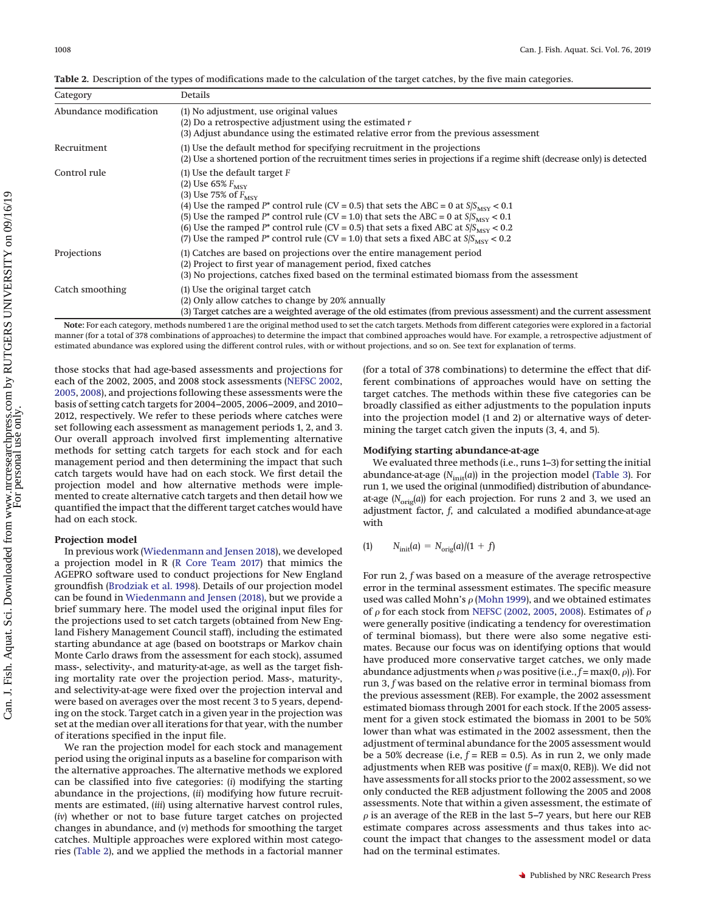**Table 2.** Description of the types of modifications made to the calculation of the target catches, by the five main categories.

| Category | Details |
|---|---|
| Abundance modification | (1) No adjustment, use original values<br>(2) Do a retrospective adjustment using the estimated $r$<br>(3) Adjust abundance using the estimated relative error from the previous assessment |
| Recruitment | (1) Use the default method for specifying recruitment in the projections<br>(2) Use a shortened portion of the recruitment times series in projections if a regime shift (decrease only) is detected |
| Control rule | (1) Use the default target $F$<br>(2) Use 65% $F_{MSY}$<br>(3) Use 75% of $F_{MSY}$<br>(4) Use the ramped $P^*$ control rule (CV = 0.5) that sets the ABC = 0 at $S/S_{MSY} < 0.1$<br>(5) Use the ramped $P^*$ control rule (CV = 1.0) that sets the ABC = 0 at $S/S_{MSY} < 0.1$<br>(6) Use the ramped $P^*$ control rule (CV = 0.5) that sets a fixed ABC at $S/S_{MSY} < 0.2$<br>(7) Use the ramped $P^*$ control rule (CV = 1.0) that sets a fixed ABC at $S/S_{MSY} < 0.2$ |
| Projections | (1) Catches are based on projections over the entire management period<br>(2) Project to first year of management period, fixed catches<br>(3) No projections, catches fixed based on the terminal estimated biomass from the assessment |
| Catch smoothing | (1) Use the original target catch<br>(2) Only allow catches to change by 20% annually<br>(3) Target catches are a weighted average of the old estimates (from previous assessment) and the current assessment |

**Note:** For each category, methods numbered 1 are the original method used to set the catch targets. Methods from different categories were explored in a factorial manner (for a total of 378 combinations of approaches) to determine the impact that combined approaches would have. For example, a retrospective adjustment of estimated abundance was explored using the different control rules, with or without projections, and so on. See text for explanation of terms.

those stocks that had age-based assessments and projections for each of the 2002, 2005, and 2008 stock assessments (NEFSC 2002, 2005, 2008), and projections following these assessments were the basis of setting catch targets for 2004–2005, 2006–2009, and 2010–2012, respectively. We refer to these periods where catches were set following each assessment as management periods 1, 2, and 3. Our overall approach involved first implementing alternative methods for setting catch targets for each stock and for each management period and then determining the impact that such catch targets would have had on each stock. We first detail the projection model and how alternative methods were implemented to create alternative catch targets and then detail how we quantified the impact that the different target catches would have had on each stock.

#### Projection model

In previous work (Wiedenmann and Jensen 2018), we developed a projection model in R (R Core Team 2017) that mimics the AGEPRO software used to conduct projections for New England groundfish (Brodziak et al. 1998). Details of our projection model can be found in Wiedenmann and Jensen (2018), but we provide a brief summary here. The model used the original input files for the projections used to set catch targets (obtained from New England Fishery Management Council staff), including the estimated starting abundance at age (based on bootstraps or Markov chain Monte Carlo draws from the assessment for each stock), assumed mass-, selectivity-, and maturity-at-age, as well as the target fishing mortality rate over the projection period. Mass-, maturity-, and selectivity-at-age were fixed over the projection interval and were based on averages over the most recent 3 to 5 years, depending on the stock. Target catch in a given year in the projection was set at the median over all iterations for that year, with the number of iterations specified in the input file.

We ran the projection model for each stock and management period using the original inputs as a baseline for comparison with the alternative approaches. The alternative methods we explored can be classified into five categories: (*i*) modifying the starting abundance in the projections, (*ii*) modifying how future recruitments are estimated, (*iii*) using alternative harvest control rules, (*iv*) whether or not to base future target catches on projected changes in abundance, and (*v*) methods for smoothing the target catches. Multiple approaches were explored within most categories (Table 2), and we applied the methods in a factorial manner (for a total of 378 combinations) to determine the effect that different combinations of approaches would have on setting the target catches. The methods within these five categories can be broadly classified as either adjustments to the population inputs into the projection model (1 and 2) or alternative ways of determining the target catch given the inputs (3, 4, and 5).

#### Modifying starting abundance-at-age

We evaluated three methods (i.e., runs 1–3) for setting the initial abundance-at-age ($N_{init}(a)$) in the projection model (Table 3). For run 1, we used the original (unmodified) distribution of abundance-at-age ($N_{orig}(a)$) for each projection. For runs 2 and 3, we used an adjustment factor, $f$, and calculated a modified abundance-at-age with

$$(1) \qquad N_{init}(a) = N_{orig}(a)/(1 + f)$$

For run 2, $f$ was based on a measure of the average retrospective error in the terminal assessment estimates. The specific measure used was called Mohn's $\rho$ (Mohn 1999), and we obtained estimates of $\rho$ for each stock from NEFSC (2002, 2005, 2008). Estimates of $\rho$ were generally positive (indicating a tendency for overestimation of terminal biomass), but there were also some negative estimates. Because our focus was on identifying options that would have produced more conservative target catches, we only made abundance adjustments when $\rho$ was positive (i.e., $f = \max(0, \rho)$). For run 3, $f$ was based on the relative error in terminal biomass from the previous assessment (REB). For example, the 2002 assessment estimated biomass through 2001 for each stock. If the 2005 assessment for a given stock estimated the biomass in 2001 to be 50% lower than what was estimated in the 2002 assessment, then the adjustment of terminal abundance for the 2005 assessment would be a 50% decrease (i.e, $f$ = REB = 0.5). As in run 2, we only made adjustments when REB was positive ($f = \max(0, \text{REB})$). We did not have assessments for all stocks prior to the 2002 assessment, so we only conducted the REB adjustment following the 2005 and 2008 assessments. Note that within a given assessment, the estimate of $\rho$ is an average of the REB in the last 5–7 years, but here our REB estimate compares across assessments and thus takes into account the impact that changes to the assessment model or data had on the terminal estimates.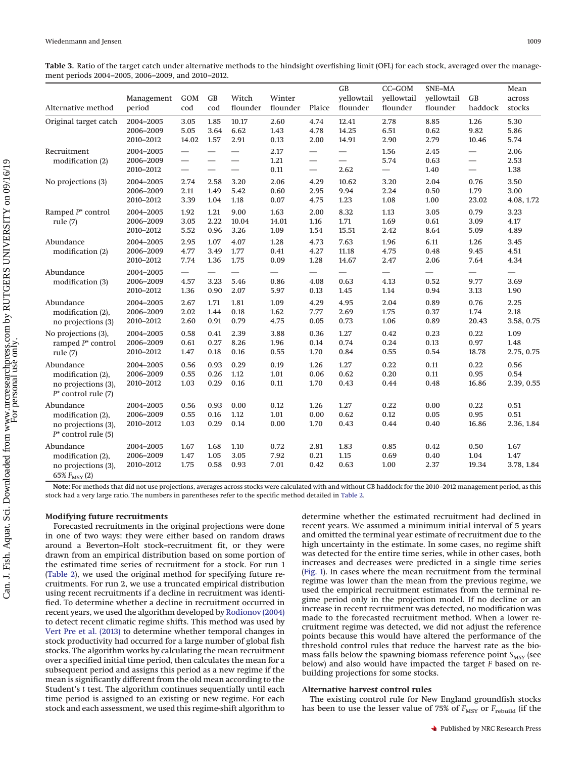**Table 3.** Ratio of the target catch under alternative methods to the hindsight overfishing limit (OFL) for each stock, averaged over the management periods 2004–2005, 2006–2009, and 2010–2012.

| Alternative method | Management period | GOM cod | GB cod | Witch flounder | Winter flounder | Plaice | GB yellowtail flounder | CC–GOM yellowtail flounder | SNE–MA yellowtail flounder | GB haddock | Mean across stocks |
|---|---|---|---|---|---|---|---|---|---|---|---|
| Original target catch | 2004–2005 | 3.05 | 1.85 | 10.17 | 2.60 | 4.74 | 12.41 | 2.78 | 8.85 | 1.26 | 5.30 |
| | 2006–2009 | 5.05 | 3.64 | 6.62 | 1.43 | 4.78 | 14.25 | 6.51 | 0.62 | 9.82 | 5.86 |
| | 2010–2012 | 14.02 | 1.57 | 2.91 | 0.13 | 2.00 | 14.91 | 2.90 | 2.79 | 10.46 | 5.74 |
| Recruitment modification (2) | 2004–2005 | — | — | — | 2.17 | — | — | 1.56 | 2.45 | — | 2.06 |
| | 2006–2009 | — | — | — | 1.21 | — | — | 5.74 | 0.63 | — | 2.53 |
| | 2010–2012 | — | — | — | 0.11 | — | 2.62 | — | 1.40 | — | 1.38 |
| No projections (3) | 2004–2005 | 2.74 | 2.58 | 3.20 | 2.06 | 4.29 | 10.62 | 3.20 | 2.04 | 0.76 | 3.50 |
| | 2006–2009 | 2.11 | 1.49 | 5.42 | 0.60 | 2.95 | 9.94 | 2.24 | 0.50 | 1.79 | 3.00 |
| | 2010–2012 | 3.39 | 1.04 | 1.18 | 0.07 | 4.75 | 1.23 | 1.08 | 1.00 | 23.02 | 4.08, 1.72 |
| Ramped $P^*$ control rule (7) | 2004–2005 | 1.92 | 1.21 | 9.00 | 1.63 | 2.00 | 8.32 | 1.13 | 3.05 | 0.79 | 3.23 |
| | 2006–2009 | 3.05 | 2.22 | 10.04 | 14.01 | 1.16 | 1.71 | 1.69 | 0.61 | 3.09 | 4.17 |
| | 2010–2012 | 5.52 | 0.96 | 3.26 | 1.09 | 1.54 | 15.51 | 2.42 | 8.64 | 5.09 | 4.89 |
| Abundance modification (2) | 2004–2005 | 2.95 | 1.07 | 4.07 | 1.28 | 4.73 | 7.63 | 1.96 | 6.11 | 1.26 | 3.45 |
| | 2006–2009 | 4.77 | 3.49 | 1.77 | 0.41 | 4.27 | 11.18 | 4.75 | 0.48 | 9.45 | 4.51 |
| | 2010–2012 | 7.74 | 1.36 | 1.75 | 0.09 | 1.28 | 14.67 | 2.47 | 2.06 | 7.64 | 4.34 |
| Abundance modification (3) | 2004–2005 | — | — | — | — | — | — | — | — | — | — |
| | 2006–2009 | 4.57 | 3.23 | 5.46 | 0.86 | 4.08 | 0.63 | 4.13 | 0.52 | 9.77 | 3.69 |
| | 2010–2012 | 1.36 | 0.90 | 2.07 | 5.97 | 0.13 | 1.45 | 1.14 | 0.94 | 3.13 | 1.90 |
| Abundance modification (2), no projections (3) | 2004–2005 | 2.67 | 1.71 | 1.81 | 1.09 | 4.29 | 4.95 | 2.04 | 0.89 | 0.76 | 2.25 |
| | 2006–2009 | 2.02 | 1.44 | 0.18 | 1.62 | 7.77 | 2.69 | 1.75 | 0.37 | 1.74 | 2.18 |
| | 2010–2012 | 2.60 | 0.91 | 0.79 | 4.75 | 0.05 | 0.73 | 1.06 | 0.89 | 20.43 | 3.58, 0.75 |
| No projections (3), ramped $P^*$ control rule (7) | 2004–2005 | 0.58 | 0.41 | 2.39 | 3.88 | 0.36 | 1.27 | 0.42 | 0.23 | 0.22 | 1.09 |
| | 2006–2009 | 0.61 | 0.27 | 8.26 | 1.96 | 0.14 | 0.74 | 0.24 | 0.13 | 0.97 | 1.48 |
| | 2010–2012 | 1.47 | 0.18 | 0.16 | 0.55 | 1.70 | 0.84 | 0.55 | 0.54 | 18.78 | 2.75, 0.75 |
| Abundance modification (2), no projections (3), $P^*$ control rule (7) | 2004–2005 | 0.56 | 0.93 | 0.29 | 0.19 | 1.26 | 1.27 | 0.22 | 0.11 | 0.22 | 0.56 |
| | 2006–2009 | 0.55 | 0.26 | 1.12 | 1.01 | 0.06 | 0.62 | 0.20 | 0.11 | 0.95 | 0.54 |
| | 2010–2012 | 1.03 | 0.29 | 0.16 | 0.11 | 1.70 | 0.43 | 0.44 | 0.48 | 16.86 | 2.39, 0.55 |
| Abundance modification (2), no projections (3), $P^*$ control rule (5) | 2004–2005 | 0.56 | 0.93 | 0.00 | 0.12 | 1.26 | 1.27 | 0.22 | 0.00 | 0.22 | 0.51 |
| | 2006–2009 | 0.55 | 0.16 | 1.12 | 1.01 | 0.00 | 0.62 | 0.12 | 0.05 | 0.95 | 0.51 |
| | 2010–2012 | 1.03 | 0.29 | 0.14 | 0.00 | 1.70 | 0.43 | 0.44 | 0.40 | 16.86 | 2.36, 1.84 |
| Abundance modification (2), no projections (3), 65% $F_{MSY}$ (2) | 2004–2005 | 1.67 | 1.68 | 1.10 | 0.72 | 2.81 | 1.83 | 0.85 | 0.42 | 0.50 | 1.67 |
| | 2006–2009 | 1.47 | 1.05 | 3.05 | 7.92 | 0.21 | 1.15 | 0.69 | 0.40 | 1.04 | 1.47 |
| | 2010–2012 | 1.75 | 0.58 | 0.93 | 7.01 | 0.42 | 0.63 | 1.00 | 2.37 | 19.34 | 3.78, 1.84 |

**Note:** For methods that did not use projections, averages across stocks were calculated with and without GB haddock for the 2010–2012 management period, as this stock had a very large ratio. The numbers in parentheses refer to the specific method detailed in Table 2.

### Modifying future recruitments

Forecasted recruitments in the original projections were done in one of two ways: they were either based on random draws around a Beverton–Holt stock–recruitment fit, or they were drawn from an empirical distribution based on some portion of the estimated time series of recruitment for a stock. For run 1 (Table 2), we used the original method for specifying future recruitments. For run 2, we use a truncated empirical distribution using recent recruitments if a decline in recruitment was identified. To determine whether a decline in recruitment occurred in recent years, we used the algorithm developed by Rodionov (2004) to detect recent climatic regime shifts. This method was used by Vert Pre et al. (2013) to determine whether temporal changes in stock productivity had occurred for a large number of global fish stocks. The algorithm works by calculating the mean recruitment over a specified initial time period, then calculates the mean for a subsequent period and assigns this period as a new regime if the mean is significantly different from the old mean according to the Student's $t$ test. The algorithm continues sequentially until each time period is assigned to an existing or new regime. For each stock and each assessment, we used this regime-shift algorithm to determine whether the estimated recruitment had declined in recent years. We assumed a minimum initial interval of 5 years and omitted the terminal year estimate of recruitment due to the high uncertainty in the estimate. In some cases, no regime shift was detected for the entire time series, while in other cases, both increases and decreases were predicted in a single time series (Fig. 1). In cases where the mean recruitment from the terminal regime was lower than the mean from the previous regime, we used the empirical recruitment estimates from the terminal regime period only in the projection model. If no decline or an increase in recent recruitment was detected, no modification was made to the forecasted recruitment method. When a lower recruitment regime was detected, we did not adjust the reference points because this would have altered the performance of the threshold control rules that reduce the harvest rate as the biomass falls below the spawning biomass reference point $S_{MSY}$ (see below) and also would have impacted the target $F$ based on rebuilding projections for some stocks.

### Alternative harvest control rules

The existing control rule for New England groundfish stocks has been to use the lesser value of 75% of $F_{MSY}$ or $F_{rebuild}$ (if the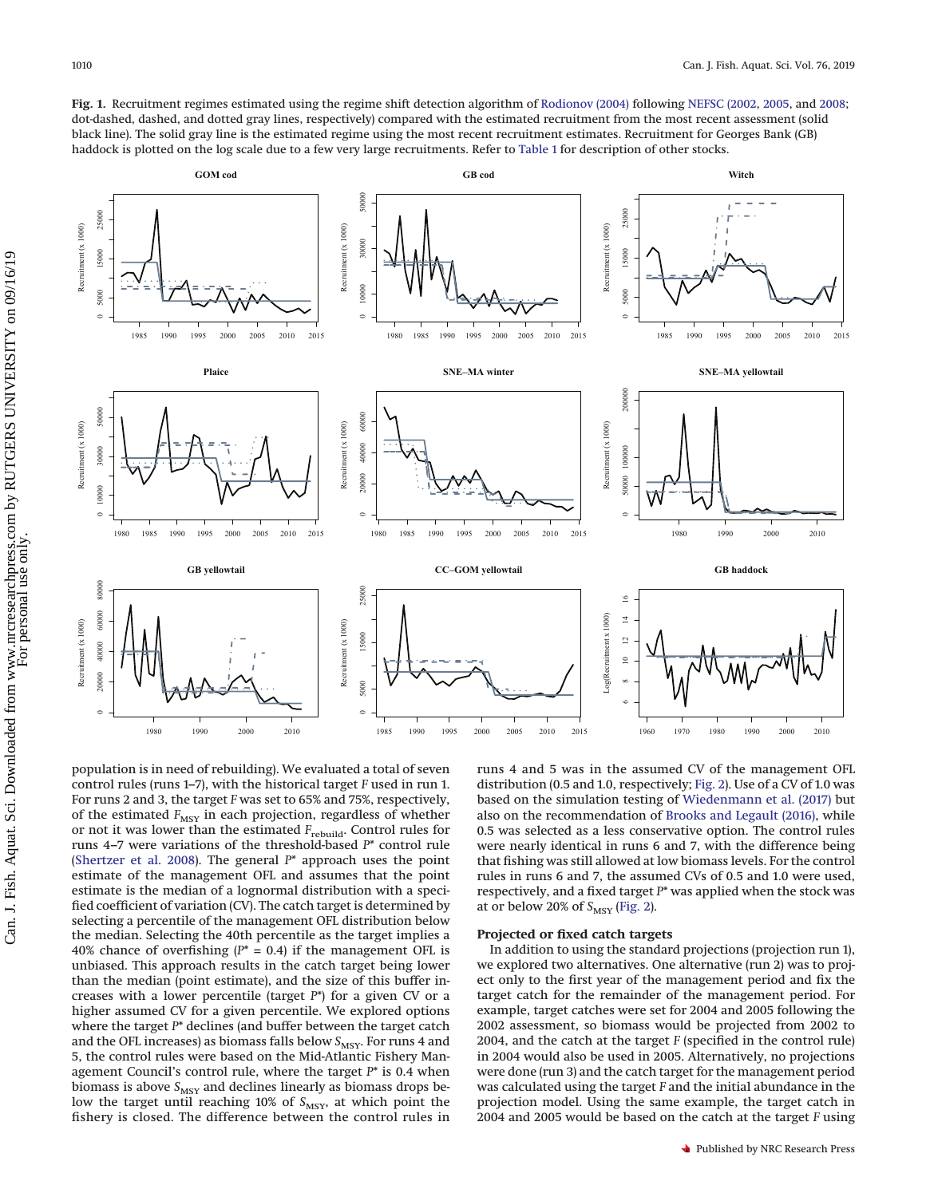**Fig. 1.** Recruitment regimes estimated using the regime shift detection algorithm of Rodionov (2004) following NEFSC (2002, 2005, and 2008; dot-dashed, dashed, and dotted gray lines, respectively) compared with the estimated recruitment from the most recent assessment (solid black line). The solid gray line is the estimated regime using the most recent recruitment estimates. Recruitment for Georges Bank (GB) haddock is plotted on the log scale due to a few very large recruitments. Refer to Table 1 for description of other stocks.

population is in need of rebuilding). We evaluated a total of seven control rules (runs 1–7), with the historical target $F$ used in run 1. For runs 2 and 3, the target $F$ was set to 65% and 75%, respectively, of the estimated $F_{\mathrm{MSY}}$ in each projection, regardless of whether or not it was lower than the estimated $F_{\mathrm{rebuild}}$. Control rules for runs 4–7 were variations of the threshold-based $P^*$ control rule (Shertzer et al. 2008). The general $P^*$ approach uses the point estimate of the management OFL and assumes that the point estimate is the median of a lognormal distribution with a specified coefficient of variation (CV). The catch target is determined by selecting a percentile of the management OFL distribution below the median. Selecting the 40th percentile as the target implies a 40% chance of overfishing ($P^* = 0.4$) if the management OFL is unbiased. This approach results in the catch target being lower than the median (point estimate), and the size of this buffer increases with a lower percentile (target $P^*$) for a given CV or a higher assumed CV for a given percentile. We explored options where the target $P^*$ declines (and buffer between the target catch and the OFL increases) as biomass falls below $S_{\mathrm{MSY}}$. For runs 4 and 5, the control rules were based on the Mid-Atlantic Fishery Management Council's control rule, where the target $P^*$ is 0.4 when biomass is above $S_{\mathrm{MSY}}$ and declines linearly as biomass drops below the target until reaching 10% of $S_{\mathrm{MSY}}$, at which point the fishery is closed. The difference between the control rules in runs 4 and 5 was in the assumed CV of the management OFL distribution (0.5 and 1.0, respectively; Fig. 2). Use of a CV of 1.0 was based on the simulation testing of Wiedenmann et al. (2017) but also on the recommendation of Brooks and Legault (2016), while 0.5 was selected as a less conservative option. The control rules were nearly identical in runs 6 and 7, with the difference being that fishing was still allowed at low biomass levels. For the control rules in runs 6 and 7, the assumed CVs of 0.5 and 1.0 were used, respectively, and a fixed target $P^*$ was applied when the stock was at or below 20% of $S_{\mathrm{MSY}}$ (Fig. 2).

### Projected or fixed catch targets

In addition to using the standard projections (projection run 1), we explored two alternatives. One alternative (run 2) was to project only to the first year of the management period and fix the target catch for the remainder of the management period. For example, target catches were set for 2004 and 2005 following the 2002 assessment, so biomass would be projected from 2002 to 2004, and the catch at the target $F$ (specified in the control rule) in 2004 would also be used in 2005. Alternatively, no projections were done (run 3) and the catch target for the management period was calculated using the target $F$ and the initial abundance in the projection model. Using the same example, the target catch in 2004 and 2005 would be based on the catch at the target $F$ using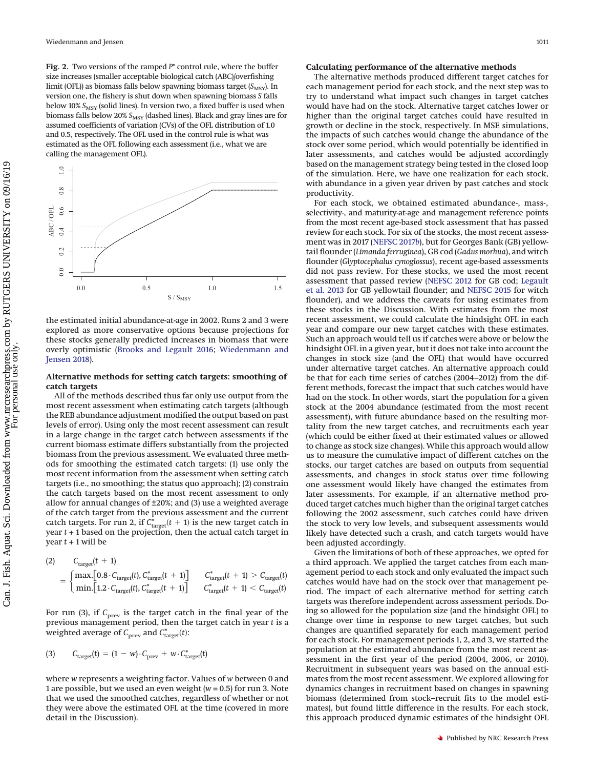**Fig. 2.** Two versions of the ramped $P^*$ control rule, where the buffer size increases (smaller acceptable biological catch (ABC)/overfishing limit (OFL)) as biomass falls below spawning biomass target ($S_{MSY}$). In version one, the fishery is shut down when spawning biomass $S$ falls below 10% $S_{MSY}$ (solid lines). In version two, a fixed buffer is used when biomass falls below 20% $S_{MSY}$ (dashed lines). Black and gray lines are for assumed coefficients of variation (CVs) of the OFL distribution of 1.0 and 0.5, respectively. The OFL used in the control rule is what was estimated as the OFL following each assessment (i.e., what we are calling the management OFL).

the estimated initial abundance-at-age in 2002. Runs 2 and 3 were explored as more conservative options because projections for these stocks generally predicted increases in biomass that were overly optimistic (Brooks and Legault 2016; Wiedenmann and Jensen 2018).

### Alternative methods for setting catch targets: smoothing of catch targets

All of the methods described thus far only use output from the most recent assessment when estimating catch targets (although the REB abundance adjustment modified the output based on past levels of error). Using only the most recent assessment can result in a large change in the target catch between assessments if the current biomass estimate differs substantially from the projected biomass from the previous assessment. We evaluated three methods for smoothing the estimated catch targets: (1) use only the most recent information from the assessment when setting catch targets (i.e., no smoothing; the status quo approach); (2) constrain the catch targets based on the most recent assessment to only allow for annual changes of ±20%; and (3) use a weighted average of the catch target from the previous assessment and the current catch targets. For run 2, if $C^*_{\text{target}}(t+1)$ is the new target catch in year $t+1$ based on the projection, then the actual catch target in year $t+1$ will be

$$(2) \qquad C_{\text{target}}(t+1) = \begin{cases} \max.\left[0.8 \cdot C_{\text{target}}(t), C^*_{\text{target}}(t+1)\right] & C^*_{\text{target}}(t+1) > C_{\text{target}}(t) \\ \min.\left[1.2 \cdot C_{\text{target}}(t), C^*_{\text{target}}(t+1)\right] & C^*_{\text{target}}(t+1) < C_{\text{target}}(t) \end{cases}$$

For run (3), if $C_{\text{prev}}$ is the target catch in the final year of the previous management period, then the target catch in year $t$ is a weighted average of $C_{\text{prev}}$ and $C^*_{\text{target}}(t)$:

$$(3) \qquad C_{\text{target}}(t) = (1-w) \cdot C_{\text{prev}} + w \cdot C^*_{\text{target}}(t)$$

where $w$ represents a weighting factor. Values of $w$ between 0 and 1 are possible, but we used an even weight ($w = 0.5$) for run 3. Note that we used the smoothed catches, regardless of whether or not they were above the estimated OFL at the time (covered in more detail in the Discussion).

### Calculating performance of the alternative methods

The alternative methods produced different target catches for each management period for each stock, and the next step was to try to understand what impact such changes in target catches would have had on the stock. Alternative target catches lower or higher than the original target catches could have resulted in growth or decline in the stock, respectively. In MSE simulations, the impacts of such catches would change the abundance of the stock over some period, which would potentially be identified in later assessments, and catches would be adjusted accordingly based on the management strategy being tested in the closed loop of the simulation. Here, we have one realization for each stock, with abundance in a given year driven by past catches and stock productivity.

For each stock, we obtained estimated abundance-, mass-, selectivity-, and maturity-at-age and management reference points from the most recent age-based stock assessment that has passed review for each stock. For six of the stocks, the most recent assessment was in 2017 (NEFSC 2017*b*), but for Georges Bank (GB) yellowtail flounder (*Limanda ferruginea*), GB cod (*Gadus morhua*), and witch flounder (*Glyptocephalus cynoglossus*), recent age-based assessments did not pass review. For these stocks, we used the most recent assessment that passed review (NEFSC 2012 for GB cod; Legault et al. 2013 for GB yellowtail flounder; and NEFSC 2015 for witch flounder), and we address the caveats for using estimates from these stocks in the Discussion. With estimates from the most recent assessment, we could calculate the hindsight OFL in each year and compare our new target catches with these estimates. Such an approach would tell us if catches were above or below the hindsight OFL in a given year, but it does not take into account the changes in stock size (and the OFL) that would have occurred under alternative target catches. An alternative approach could be that for each time series of catches (2004–2012) from the different methods, forecast the impact that such catches would have had on the stock. In other words, start the population for a given stock at the 2004 abundance (estimated from the most recent assessment), with future abundance based on the resulting mortality from the new target catches, and recruitments each year (which could be either fixed at their estimated values or allowed to change as stock size changes). While this approach would allow us to measure the cumulative impact of different catches on the stocks, our target catches are based on outputs from sequential assessments, and changes in stock status over time following one assessment would likely have changed the estimates from later assessments. For example, if an alternative method produced target catches much higher than the original target catches following the 2002 assessment, such catches could have driven the stock to very low levels, and subsequent assessments would likely have detected such a crash, and catch targets would have been adjusted accordingly.

Given the limitations of both of these approaches, we opted for a third approach. We applied the target catches from each management period to each stock and only evaluated the impact such catches would have had on the stock over that management period. The impact of each alternative method for setting catch targets was therefore independent across assessment periods. Doing so allowed for the population size (and the hindsight OFL) to change over time in response to new target catches, but such changes are quantified separately for each management period for each stock. For management periods 1, 2, and 3, we started the population at the estimated abundance from the most recent assessment in the first year of the period (2004, 2006, or 2010). Recruitment in subsequent years was based on the annual estimates from the most recent assessment. We explored allowing for dynamics changes in recruitment based on changes in spawning biomass (determined from stock–recruit fits to the model estimates), but found little difference in the results. For each stock, this approach produced dynamic estimates of the hindsight OFL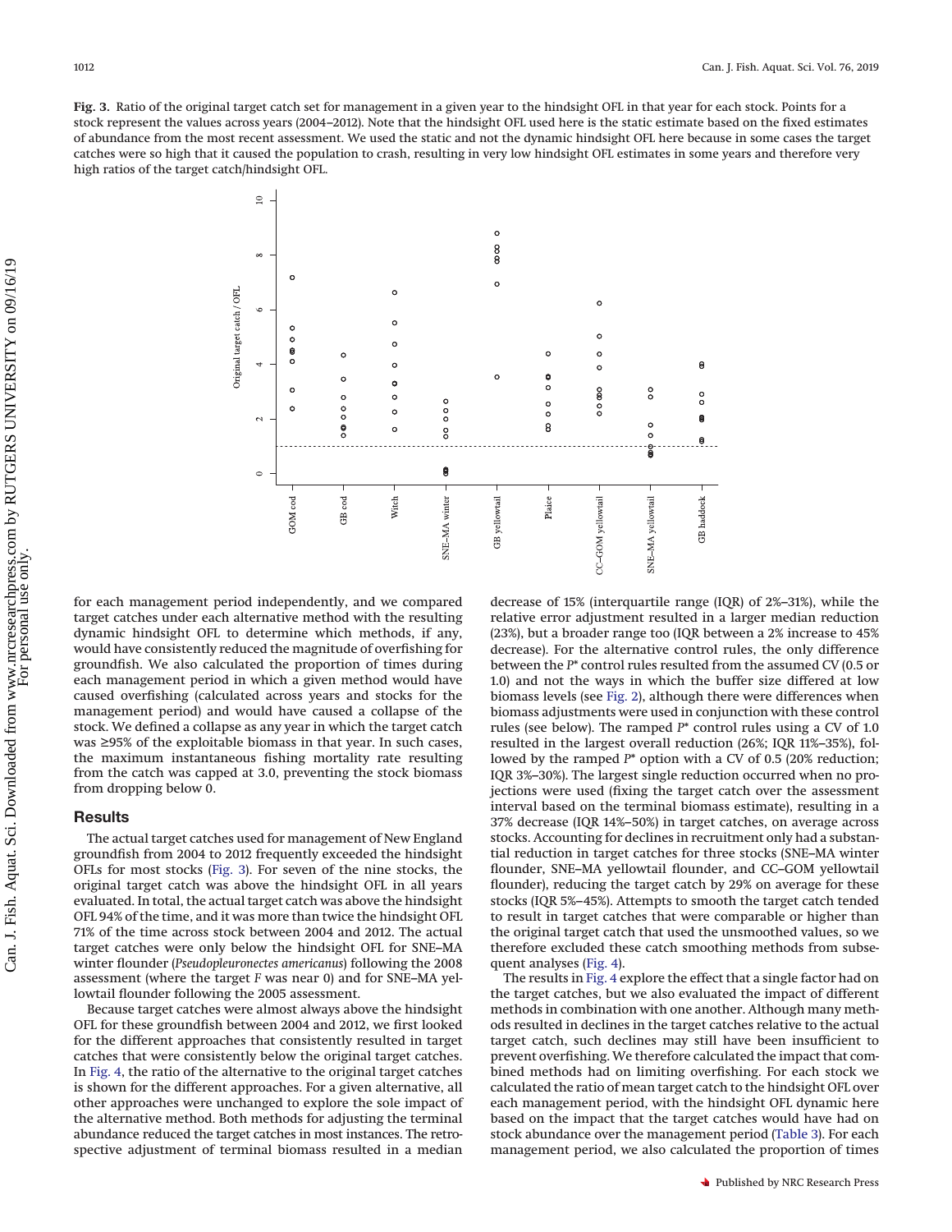**Fig. 3.** Ratio of the original target catch set for management in a given year to the hindsight OFL in that year for each stock. Points for a stock represent the values across years (2004–2012). Note that the hindsight OFL used here is the static estimate based on the fixed estimates of abundance from the most recent assessment. We used the static and not the dynamic hindsight OFL here because in some cases the target catches were so high that it caused the population to crash, resulting in very low hindsight OFL estimates in some years and therefore very high ratios of the target catch/hindsight OFL.

for each management period independently, and we compared target catches under each alternative method with the resulting dynamic hindsight OFL to determine which methods, if any, would have consistently reduced the magnitude of overfishing for groundfish. We also calculated the proportion of times during each management period in which a given method would have caused overfishing (calculated across years and stocks for the management period) and would have caused a collapse of the stock. We defined a collapse as any year in which the target catch was ≥95% of the exploitable biomass in that year. In such cases, the maximum instantaneous fishing mortality rate resulting from the catch was capped at 3.0, preventing the stock biomass from dropping below 0.

## Results

The actual target catches used for management of New England groundfish from 2004 to 2012 frequently exceeded the hindsight OFLs for most stocks (Fig. 3). For seven of the nine stocks, the original target catch was above the hindsight OFL in all years evaluated. In total, the actual target catch was above the hindsight OFL 94% of the time, and it was more than twice the hindsight OFL 71% of the time across stock between 2004 and 2012. The actual target catches were only below the hindsight OFL for SNE–MA winter flounder (*Pseudopleuronectes americanus*) following the 2008 assessment (where the target *F* was near 0) and for SNE–MA yellowtail flounder following the 2005 assessment.

Because target catches were almost always above the hindsight OFL for these groundfish between 2004 and 2012, we first looked for the different approaches that consistently resulted in target catches that were consistently below the original target catches. In Fig. 4, the ratio of the alternative to the original target catches is shown for the different approaches. For a given alternative, all other approaches were unchanged to explore the sole impact of the alternative method. Both methods for adjusting the terminal abundance reduced the target catches in most instances. The retrospective adjustment of terminal biomass resulted in a median decrease of 15% (interquartile range (IQR) of 2%–31%), while the relative error adjustment resulted in a larger median reduction (23%), but a broader range too (IQR between a 2% increase to 45% decrease). For the alternative control rules, the only difference between the $P^*$ control rules resulted from the assumed CV (0.5 or 1.0) and not the ways in which the buffer size differed at low biomass levels (see Fig. 2), although there were differences when biomass adjustments were used in conjunction with these control rules (see below). The ramped $P^*$ control rules using a CV of 1.0 resulted in the largest overall reduction (26%; IQR 11%–35%), followed by the ramped $P^*$ option with a CV of 0.5 (20% reduction; IQR 3%–30%). The largest single reduction occurred when no projections were used (fixing the target catch over the assessment interval based on the terminal biomass estimate), resulting in a 37% decrease (IQR 14%–50%) in target catches, on average across stocks. Accounting for declines in recruitment only had a substantial reduction in target catches for three stocks (SNE–MA winter flounder, SNE–MA yellowtail flounder, and CC–GOM yellowtail flounder), reducing the target catch by 29% on average for these stocks (IQR 5%–45%). Attempts to smooth the target catch tended to result in target catches that were comparable or higher than the original target catch that used the unsmoothed values, so we therefore excluded these catch smoothing methods from subsequent analyses (Fig. 4).

The results in Fig. 4 explore the effect that a single factor had on the target catches, but we also evaluated the impact of different methods in combination with one another. Although many methods resulted in declines in the target catches relative to the actual target catch, such declines may still have been insufficient to prevent overfishing. We therefore calculated the impact that combined methods had on limiting overfishing. For each stock we calculated the ratio of mean target catch to the hindsight OFL over each management period, with the hindsight OFL dynamic here based on the impact that the target catches would have had on stock abundance over the management period (Table 3). For each management period, we also calculated the proportion of times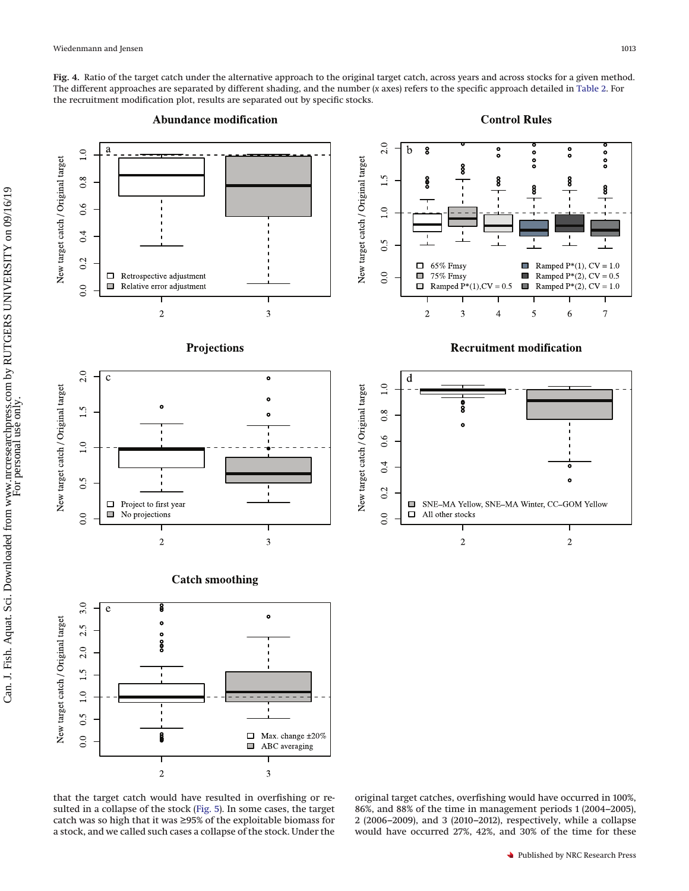**Fig. 4.** Ratio of the target catch under the alternative approach to the original target catch, across years and across stocks for a given method. The different approaches are separated by different shading, and the number (*x* axes) refers to the specific approach detailed in Table 2. For the recruitment modification plot, results are separated out by specific stocks.

that the target catch would have resulted in overfishing or resulted in a collapse of the stock (Fig. 5). In some cases, the target catch was so high that it was ≥95% of the exploitable biomass for a stock, and we called such cases a collapse of the stock. Under the original target catches, overfishing would have occurred in 100%, 86%, and 88% of the time in management periods 1 (2004–2005), 2 (2006–2009), and 3 (2010–2012), respectively, while a collapse would have occurred 27%, 42%, and 30% of the time for these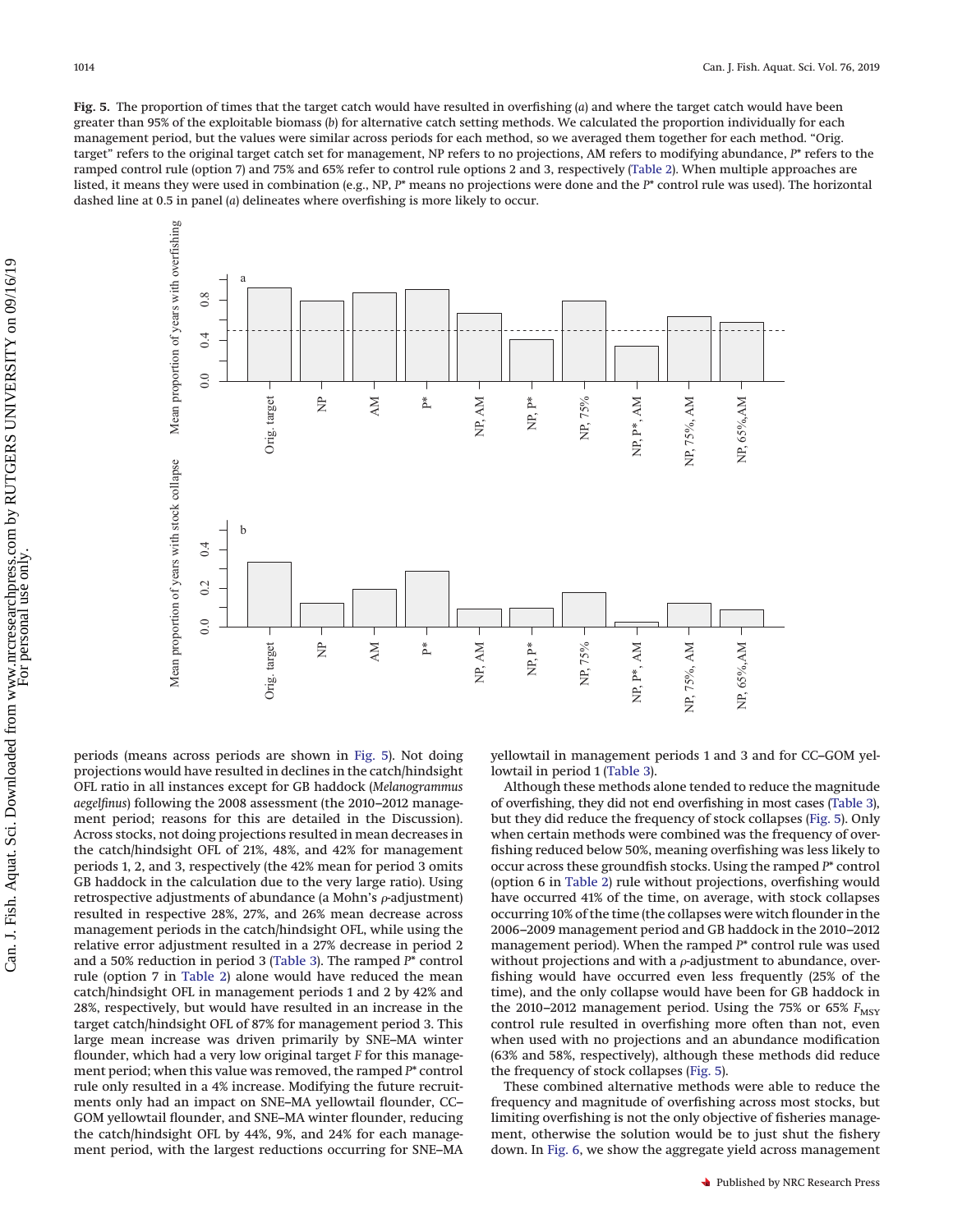**Fig. 5.** The proportion of times that the target catch would have resulted in overfishing (*a*) and where the target catch would have been greater than 95% of the exploitable biomass (*b*) for alternative catch setting methods. We calculated the proportion individually for each management period, but the values were similar across periods for each method, so we averaged them together for each method. "Orig. target" refers to the original target catch set for management, NP refers to no projections, AM refers to modifying abundance, $P^*$ refers to the ramped control rule (option 7) and 75% and 65% refer to control rule options 2 and 3, respectively (Table 2). When multiple approaches are listed, it means they were used in combination (e.g., NP, $P^*$ means no projections were done and the $P^*$ control rule was used). The horizontal dashed line at 0.5 in panel (*a*) delineates where overfishing is more likely to occur.

periods (means across periods are shown in Fig. 5). Not doing projections would have resulted in declines in the catch/hindsight OFL ratio in all instances except for GB haddock (*Melanogrammus aegelfinus*) following the 2008 assessment (the 2010–2012 management period; reasons for this are detailed in the Discussion). Across stocks, not doing projections resulted in mean decreases in the catch/hindsight OFL of 21%, 48%, and 42% for management periods 1, 2, and 3, respectively (the 42% mean for period 3 omits GB haddock in the calculation due to the very large ratio). Using retrospective adjustments of abundance (a Mohn's $\rho$-adjustment) resulted in respective 28%, 27%, and 26% mean decrease across management periods in the catch/hindsight OFL, while using the relative error adjustment resulted in a 27% decrease in period 2 and a 50% reduction in period 3 (Table 3). The ramped $P^*$ control rule (option 7 in Table 2) alone would have reduced the mean catch/hindsight OFL in management periods 1 and 2 by 42% and 28%, respectively, but would have resulted in an increase in the target catch/hindsight OFL of 87% for management period 3. This large mean increase was driven primarily by SNE–MA winter flounder, which had a very low original target *F* for this management period; when this value was removed, the ramped $P^*$ control rule only resulted in a 4% increase. Modifying the future recruitments only had an impact on SNE–MA yellowtail flounder, CC–GOM yellowtail flounder, and SNE–MA winter flounder, reducing the catch/hindsight OFL by 44%, 9%, and 24% for each management period, with the largest reductions occurring for SNE–MA yellowtail in management periods 1 and 3 and for CC–GOM yellowtail in period 1 (Table 3).

Although these methods alone tended to reduce the magnitude of overfishing, they did not end overfishing in most cases (Table 3), but they did reduce the frequency of stock collapses (Fig. 5). Only when certain methods were combined was the frequency of overfishing reduced below 50%, meaning overfishing was less likely to occur across these groundfish stocks. Using the ramped $P^*$ control (option 6 in Table 2) rule without projections, overfishing would have occurred 41% of the time, on average, with stock collapses occurring 10% of the time (the collapses were witch flounder in the 2006–2009 management period and GB haddock in the 2010–2012 management period). When the ramped $P^*$ control rule was used without projections and with a $\rho$-adjustment to abundance, overfishing would have occurred even less frequently (25% of the time), and the only collapse would have been for GB haddock in the 2010–2012 management period. Using the 75% or 65% $F_{\mathrm{MSY}}$ control rule resulted in overfishing more often than not, even when used with no projections and an abundance modification (63% and 58%, respectively), although these methods did reduce the frequency of stock collapses (Fig. 5).

These combined alternative methods were able to reduce the frequency and magnitude of overfishing across most stocks, but limiting overfishing is not the only objective of fisheries management, otherwise the solution would be to just shut the fishery down. In Fig. 6, we show the aggregate yield across management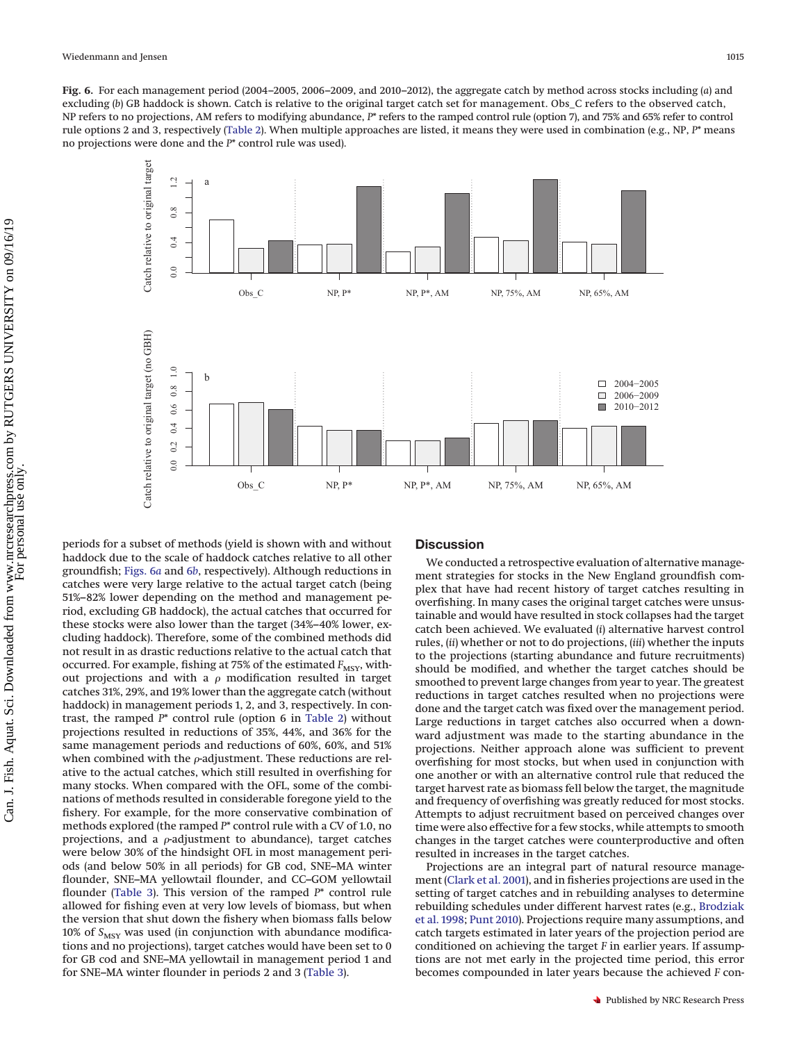**Fig. 6.** For each management period (2004–2005, 2006–2009, and 2010–2012), the aggregate catch by method across stocks including (*a*) and excluding (*b*) GB haddock is shown. Catch is relative to the original target catch set for management. Obs_C refers to the observed catch, NP refers to no projections, AM refers to modifying abundance, $P^*$ refers to the ramped control rule (option 7), and 75% and 65% refer to control rule options 2 and 3, respectively (Table 2). When multiple approaches are listed, it means they were used in combination (e.g., NP, $P^*$ means no projections were done and the $P^*$ control rule was used).

periods for a subset of methods (yield is shown with and without haddock due to the scale of haddock catches relative to all other groundfish; Figs. 6*a* and 6*b*, respectively). Although reductions in catches were very large relative to the actual target catch (being 51%–82% lower depending on the method and management period, excluding GB haddock), the actual catches that occurred for these stocks were also lower than the target (34%–40% lower, excluding haddock). Therefore, some of the combined methods did not result in as drastic reductions relative to the actual catch that occurred. For example, fishing at 75% of the estimated $F_{\mathrm{MSY}}$, without projections and with a $\rho$ modification resulted in target catches 31%, 29%, and 19% lower than the aggregate catch (without haddock) in management periods 1, 2, and 3, respectively. In contrast, the ramped $P^*$ control rule (option 6 in Table 2) without projections resulted in reductions of 35%, 44%, and 36% for the same management periods and reductions of 60%, 60%, and 51% when combined with the $\rho$-adjustment. These reductions are relative to the actual catches, which still resulted in overfishing for many stocks. When compared with the OFL, some of the combinations of methods resulted in considerable foregone yield to the fishery. For example, for the more conservative combination of methods explored (the ramped $P^*$ control rule with a CV of 1.0, no projections, and a $\rho$-adjustment to abundance), target catches were below 30% of the hindsight OFL in most management periods (and below 50% in all periods) for GB cod, SNE–MA winter flounder, SNE–MA yellowtail flounder, and CC–GOM yellowtail flounder (Table 3). This version of the ramped $P^*$ control rule allowed for fishing even at very low levels of biomass, but when the version that shut down the fishery when biomass falls below 10% of $S_{\mathrm{MSY}}$ was used (in conjunction with abundance modifications and no projections), target catches would have been set to 0 for GB cod and SNE–MA yellowtail in management period 1 and for SNE–MA winter flounder in periods 2 and 3 (Table 3).

## Discussion

We conducted a retrospective evaluation of alternative management strategies for stocks in the New England groundfish complex that have had recent history of target catches resulting in overfishing. In many cases the original target catches were unsustainable and would have resulted in stock collapses had the target catch been achieved. We evaluated (*i*) alternative harvest control rules, (*ii*) whether or not to do projections, (*iii*) whether the inputs to the projections (starting abundance and future recruitments) should be modified, and whether the target catches should be smoothed to prevent large changes from year to year. The greatest reductions in target catches resulted when no projections were done and the target catch was fixed over the management period. Large reductions in target catches also occurred when a downward adjustment was made to the starting abundance in the projections. Neither approach alone was sufficient to prevent overfishing for most stocks, but when used in conjunction with one another or with an alternative control rule that reduced the target harvest rate as biomass fell below the target, the magnitude and frequency of overfishing was greatly reduced for most stocks. Attempts to adjust recruitment based on perceived changes over time were also effective for a few stocks, while attempts to smooth changes in the target catches were counterproductive and often resulted in increases in the target catches.

Projections are an integral part of natural resource management (Clark et al. 2001), and in fisheries projections are used in the setting of target catches and in rebuilding analyses to determine rebuilding schedules under different harvest rates (e.g., Brodziak et al. 1998; Punt 2010). Projections require many assumptions, and catch targets estimated in later years of the projection period are conditioned on achieving the target $F$ in earlier years. If assumptions are not met early in the projected time period, this error becomes compounded in later years because the achieved $F$ con-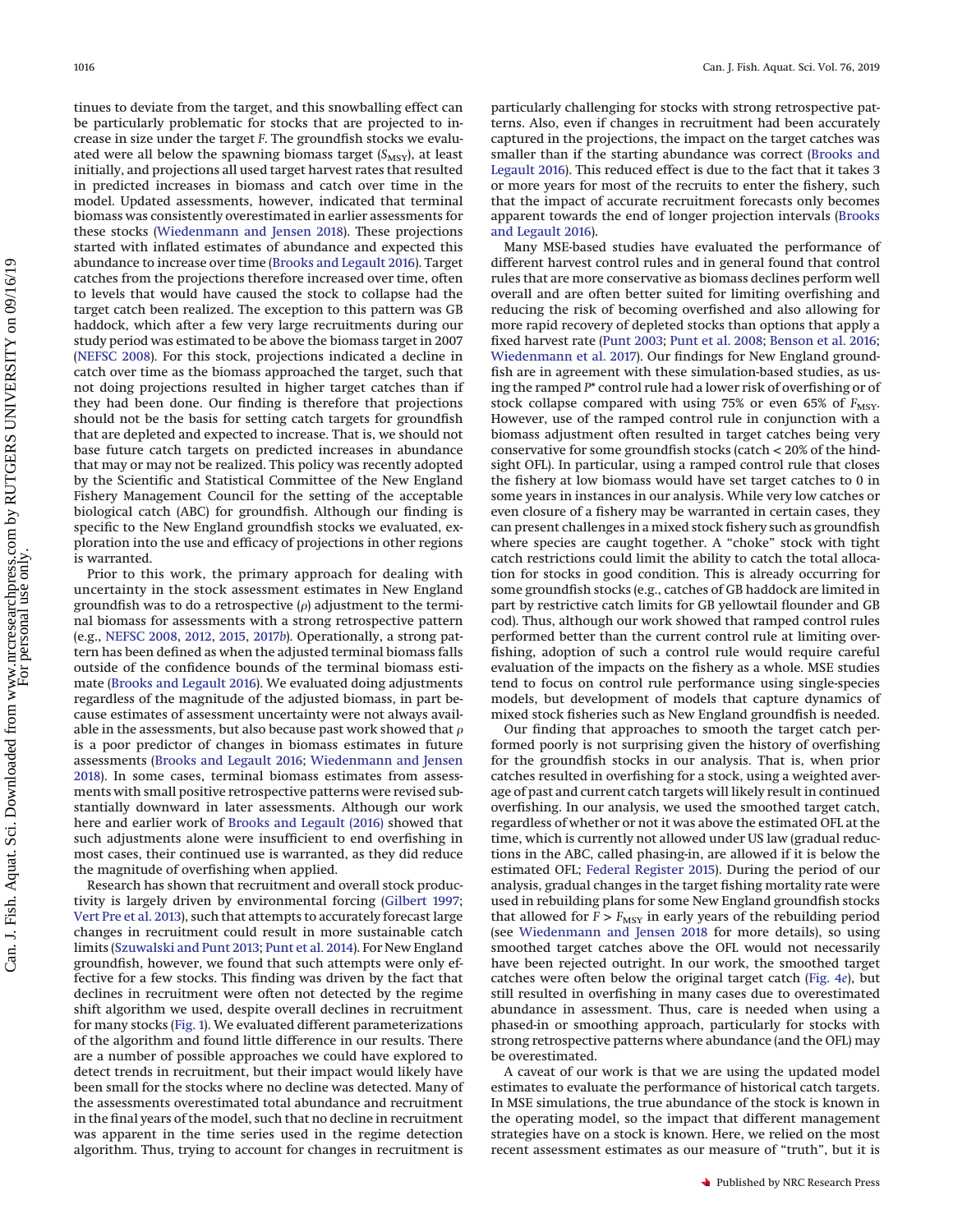tinues to deviate from the target, and this snowballing effect can be particularly problematic for stocks that are projected to increase in size under the target $F$. The groundfish stocks we evaluated were all below the spawning biomass target ($S_{MSY}$), at least initially, and projections all used target harvest rates that resulted in predicted increases in biomass and catch over time in the model. Updated assessments, however, indicated that terminal biomass was consistently overestimated in earlier assessments for these stocks (Wiedenmann and Jensen 2018). These projections started with inflated estimates of abundance and expected this abundance to increase over time (Brooks and Legault 2016). Target catches from the projections therefore increased over time, often to levels that would have caused the stock to collapse had the target catch been realized. The exception to this pattern was GB haddock, which after a few very large recruitments during our study period was estimated to be above the biomass target in 2007 (NEFSC 2008). For this stock, projections indicated a decline in catch over time as the biomass approached the target, such that not doing projections resulted in higher target catches than if they had been done. Our finding is therefore that projections should not be the basis for setting catch targets for groundfish that are depleted and expected to increase. That is, we should not base future catch targets on predicted increases in abundance that may or may not be realized. This policy was recently adopted by the Scientific and Statistical Committee of the New England Fishery Management Council for the setting of the acceptable biological catch (ABC) for groundfish. Although our finding is specific to the New England groundfish stocks we evaluated, exploration into the use and efficacy of projections in other regions is warranted.

Prior to this work, the primary approach for dealing with uncertainty in the stock assessment estimates in New England groundfish was to do a retrospective ($\rho$) adjustment to the terminal biomass for assessments with a strong retrospective pattern (e.g., NEFSC 2008, 2012, 2015, 2017*b*). Operationally, a strong pattern has been defined as when the adjusted terminal biomass falls outside of the confidence bounds of the terminal biomass estimate (Brooks and Legault 2016). We evaluated doing adjustments regardless of the magnitude of the adjusted biomass, in part because estimates of assessment uncertainty were not always available in the assessments, but also because past work showed that $\rho$ is a poor predictor of changes in biomass estimates in future assessments (Brooks and Legault 2016; Wiedenmann and Jensen 2018). In some cases, terminal biomass estimates from assessments with small positive retrospective patterns were revised substantially downward in later assessments. Although our work here and earlier work of Brooks and Legault (2016) showed that such adjustments alone were insufficient to end overfishing in most cases, their continued use is warranted, as they did reduce the magnitude of overfishing when applied.

Research has shown that recruitment and overall stock productivity is largely driven by environmental forcing (Gilbert 1997; Vert Pre et al. 2013), such that attempts to accurately forecast large changes in recruitment could result in more sustainable catch limits (Szuwalski and Punt 2013; Punt et al. 2014). For New England groundfish, however, we found that such attempts were only effective for a few stocks. This finding was driven by the fact that declines in recruitment were often not detected by the regime shift algorithm we used, despite overall declines in recruitment for many stocks (Fig. 1). We evaluated different parameterizations of the algorithm and found little difference in our results. There are a number of possible approaches we could have explored to detect trends in recruitment, but their impact would likely have been small for the stocks where no decline was detected. Many of the assessments overestimated total abundance and recruitment in the final years of the model, such that no decline in recruitment was apparent in the time series used in the regime detection algorithm. Thus, trying to account for changes in recruitment is particularly challenging for stocks with strong retrospective patterns. Also, even if changes in recruitment had been accurately captured in the projections, the impact on the target catches was smaller than if the starting abundance was correct (Brooks and Legault 2016). This reduced effect is due to the fact that it takes 3 or more years for most of the recruits to enter the fishery, such that the impact of accurate recruitment forecasts only becomes apparent towards the end of longer projection intervals (Brooks and Legault 2016).

Many MSE-based studies have evaluated the performance of different harvest control rules and in general found that control rules that are more conservative as biomass declines perform well overall and are often better suited for limiting overfishing and reducing the risk of becoming overfished and also allowing for more rapid recovery of depleted stocks than options that apply a fixed harvest rate (Punt 2003; Punt et al. 2008; Benson et al. 2016; Wiedenmann et al. 2017). Our findings for New England groundfish are in agreement with these simulation-based studies, as using the ramped $P^*$ control rule had a lower risk of overfishing or of stock collapse compared with using 75% or even 65% of $F_{MSY}$. However, use of the ramped control rule in conjunction with a biomass adjustment often resulted in target catches being very conservative for some groundfish stocks (catch < 20% of the hindsight OFL). In particular, using a ramped control rule that closes the fishery at low biomass would have set target catches to 0 in some years in instances in our analysis. While very low catches or even closure of a fishery may be warranted in certain cases, they can present challenges in a mixed stock fishery such as groundfish where species are caught together. A "choke" stock with tight catch restrictions could limit the ability to catch the total allocation for stocks in good condition. This is already occurring for some groundfish stocks (e.g., catches of GB haddock are limited in part by restrictive catch limits for GB yellowtail flounder and GB cod). Thus, although our work showed that ramped control rules performed better than the current control rule at limiting overfishing, adoption of such a control rule would require careful evaluation of the impacts on the fishery as a whole. MSE studies tend to focus on control rule performance using single-species models, but development of models that capture dynamics of mixed stock fisheries such as New England groundfish is needed.

Our finding that approaches to smooth the target catch performed poorly is not surprising given the history of overfishing for the groundfish stocks in our analysis. That is, when prior catches resulted in overfishing for a stock, using a weighted average of past and current catch targets will likely result in continued overfishing. In our analysis, we used the smoothed target catch, regardless of whether or not it was above the estimated OFL at the time, which is currently not allowed under US law (gradual reductions in the ABC, called phasing-in, are allowed if it is below the estimated OFL; Federal Register 2015). During the period of our analysis, gradual changes in the target fishing mortality rate were used in rebuilding plans for some New England groundfish stocks that allowed for $F > F_{MSY}$ in early years of the rebuilding period (see Wiedenmann and Jensen 2018 for more details), so using smoothed target catches above the OFL would not necessarily have been rejected outright. In our work, the smoothed target catches were often below the original target catch (Fig. 4*e*), but still resulted in overfishing in many cases due to overestimated abundance in assessment. Thus, care is needed when using a phased-in or smoothing approach, particularly for stocks with strong retrospective patterns where abundance (and the OFL) may be overestimated.

A caveat of our work is that we are using the updated model estimates to evaluate the performance of historical catch targets. In MSE simulations, the true abundance of the stock is known in the operating model, so the impact that different management strategies have on a stock is known. Here, we relied on the most recent assessment estimates as our measure of "truth", but it is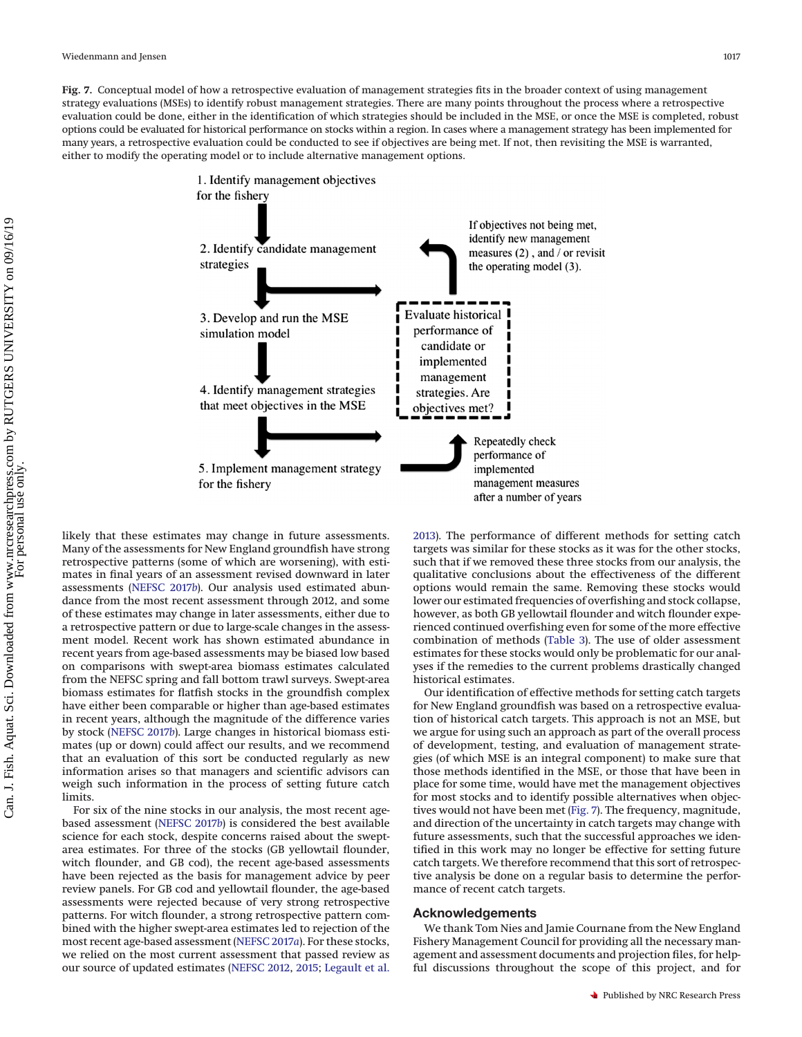**Fig. 7.** Conceptual model of how a retrospective evaluation of management strategies fits in the broader context of using management strategy evaluations (MSEs) to identify robust management strategies. There are many points throughout the process where a retrospective evaluation could be done, either in the identification of which strategies should be included in the MSE, or once the MSE is completed, robust options could be evaluated for historical performance on stocks within a region. In cases where a management strategy has been implemented for many years, a retrospective evaluation could be conducted to see if objectives are being met. If not, then revisiting the MSE is warranted, either to modify the operating model or to include alternative management options.

1. Identify management objectives for the fishery
2. Identify candidate management strategies
3. Develop and run the MSE simulation model
4. Identify management strategies that meet objectives in the MSE
5. Implement management strategy for the fishery

Evaluate historical performance of candidate or implemented management strategies. Are objectives met?

If objectives not being met, identify new management measures (2) , and / or revisit the operating model (3).

Repeatedly check performance of implemented management measures after a number of years

likely that these estimates may change in future assessments. Many of the assessments for New England groundfish have strong retrospective patterns (some of which are worsening), with estimates in final years of an assessment revised downward in later assessments (NEFSC 2017*b*). Our analysis used estimated abundance from the most recent assessment through 2012, and some of these estimates may change in later assessments, either due to a retrospective pattern or due to large-scale changes in the assessment model. Recent work has shown estimated abundance in recent years from age-based assessments may be biased low based on comparisons with swept-area biomass estimates calculated from the NEFSC spring and fall bottom trawl surveys. Swept-area biomass estimates for flatfish stocks in the groundfish complex have either been comparable or higher than age-based estimates in recent years, although the magnitude of the difference varies by stock (NEFSC 2017*b*). Large changes in historical biomass estimates (up or down) could affect our results, and we recommend that an evaluation of this sort be conducted regularly as new information arises so that managers and scientific advisors can weigh such information in the process of setting future catch limits.

For six of the nine stocks in our analysis, the most recent age-based assessment (NEFSC 2017*b*) is considered the best available science for each stock, despite concerns raised about the swept-area estimates. For three of the stocks (GB yellowtail flounder, witch flounder, and GB cod), the recent age-based assessments have been rejected as the basis for management advice by peer review panels. For GB cod and yellowtail flounder, the age-based assessments were rejected because of very strong retrospective patterns. For witch flounder, a strong retrospective pattern combined with the higher swept-area estimates led to rejection of the most recent age-based assessment (NEFSC 2017*a*). For these stocks, we relied on the most current assessment that passed review as our source of updated estimates (NEFSC 2012, 2015; Legault et al. 2013). The performance of different methods for setting catch targets was similar for these stocks as it was for the other stocks, such that if we removed these three stocks from our analysis, the qualitative conclusions about the effectiveness of the different options would remain the same. Removing these stocks would lower our estimated frequencies of overfishing and stock collapse, however, as both GB yellowtail flounder and witch flounder experienced continued overfishing even for some of the more effective combination of methods (Table 3). The use of older assessment estimates for these stocks would only be problematic for our analyses if the remedies to the current problems drastically changed historical estimates.

Our identification of effective methods for setting catch targets for New England groundfish was based on a retrospective evaluation of historical catch targets. This approach is not an MSE, but we argue for using such an approach as part of the overall process of development, testing, and evaluation of management strategies (of which MSE is an integral component) to make sure that those methods identified in the MSE, or those that have been in place for some time, would have met the management objectives for most stocks and to identify possible alternatives when objectives would not have been met (Fig. 7). The frequency, magnitude, and direction of the uncertainty in catch targets may change with future assessments, such that the successful approaches we identified in this work may no longer be effective for setting future catch targets. We therefore recommend that this sort of retrospective analysis be done on a regular basis to determine the performance of recent catch targets.

## Acknowledgements

We thank Tom Nies and Jamie Cournane from the New England Fishery Management Council for providing all the necessary management and assessment documents and projection files, for helpful discussions throughout the scope of this project, and for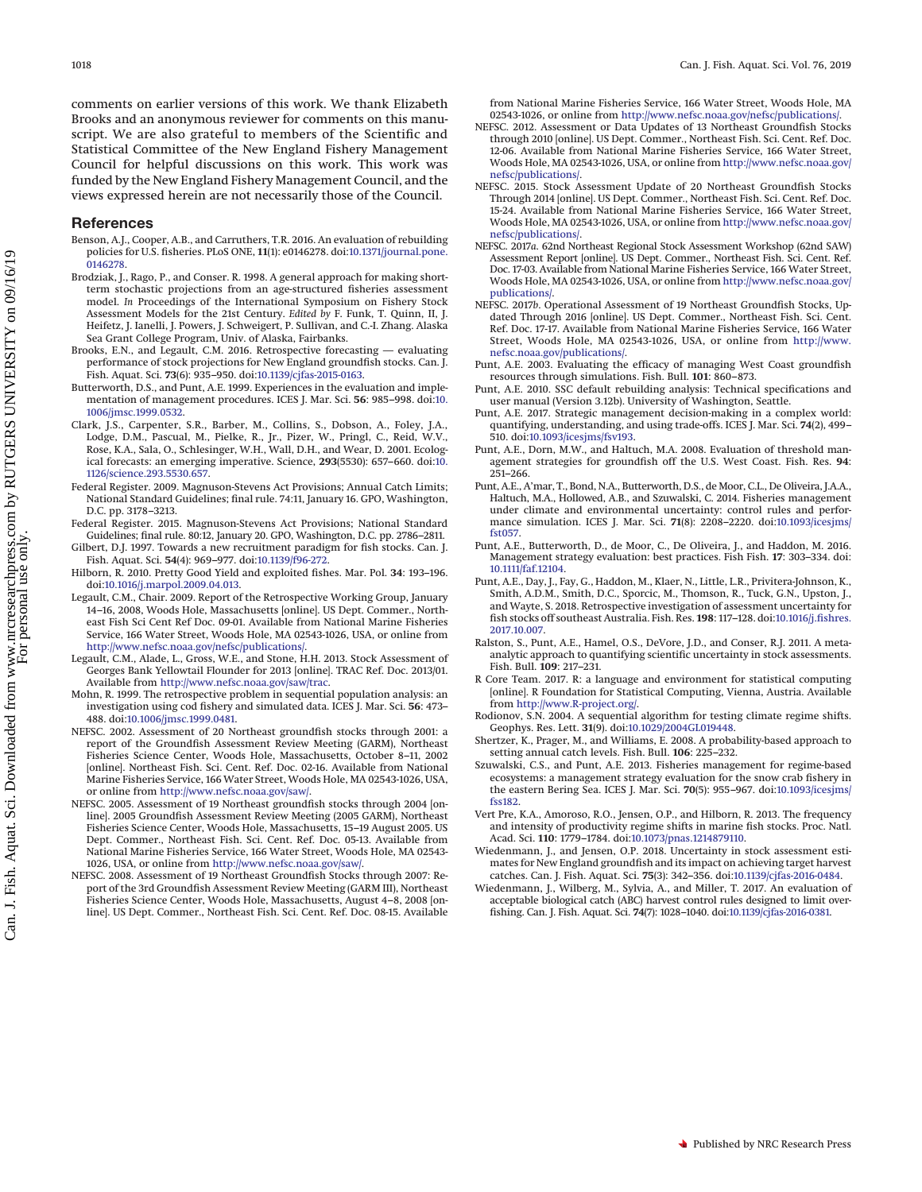comments on earlier versions of this work. We thank Elizabeth Brooks and an anonymous reviewer for comments on this manuscript. We are also grateful to members of the Scientific and Statistical Committee of the New England Fishery Management Council for helpful discussions on this work. This work was funded by the New England Fishery Management Council, and the views expressed herein are not necessarily those of the Council.

## References

Benson, A.J., Cooper, A.B., and Carruthers, T.R. 2016. An evaluation of rebuilding policies for U.S. fisheries. PLoS ONE, **11**(1): e0146278. doi:10.1371/journal.pone.0146278.

Brodziak, J., Rago, P., and Conser. R. 1998. A general approach for making short-term stochastic projections from an age-structured fisheries assessment model. *In* Proceedings of the International Symposium on Fishery Stock Assessment Models for the 21st Century. *Edited by* F. Funk, T. Quinn, II, J. Heifetz, J. Ianelli, J. Powers, J. Schweigert, P. Sullivan, and C.-I. Zhang. Alaska Sea Grant College Program, Univ. of Alaska, Fairbanks.

Brooks, E.N., and Legault, C.M. 2016. Retrospective forecasting — evaluating performance of stock projections for New England groundfish stocks. Can. J. Fish. Aquat. Sci. **73**(6): 935–950. doi:10.1139/cjfas-2015-0163.

Butterworth, D.S., and Punt, A.E. 1999. Experiences in the evaluation and implementation of management procedures. ICES J. Mar. Sci. **56**: 985–998. doi:10.1006/jmsc.1999.0532.

Clark, J.S., Carpenter, S.R., Barber, M., Collins, S., Dobson, A., Foley, J.A., Lodge, D.M., Pascual, M., Pielke, R., Jr., Pizer, W., Pringl, C., Reid, W.V., Rose, K.A., Sala, O., Schlesinger, W.H., Wall, D.H., and Wear, D. 2001. Ecological forecasts: an emerging imperative. Science, **293**(5530): 657–660. doi:10.1126/science.293.5530.657.

Federal Register. 2009. Magnuson-Stevens Act Provisions; Annual Catch Limits; National Standard Guidelines; final rule. 74:11, January 16. GPO, Washington, D.C. pp. 3178–3213.

Federal Register. 2015. Magnuson-Stevens Act Provisions; National Standard Guidelines; final rule. 80:12, January 20. GPO, Washington, D.C. pp. 2786–2811.

Gilbert, D.J. 1997. Towards a new recruitment paradigm for fish stocks. Can. J. Fish. Aquat. Sci. **54**(4): 969–977. doi:10.1139/f96-272.

Hilborn, R. 2010. Pretty Good Yield and exploited fishes. Mar. Pol. **34**: 193–196. doi:10.1016/j.marpol.2009.04.013.

Legault, C.M., Chair. 2009. Report of the Retrospective Working Group, January 14–16, 2008, Woods Hole, Massachusetts [online]. US Dept. Commer., Northeast Fish Sci Cent Ref Doc. 09-01. Available from National Marine Fisheries Service, 166 Water Street, Woods Hole, MA 02543-1026, USA, or online from http://www.nefsc.noaa.gov/nefsc/publications/.

Legault, C.M., Alade, L., Gross, W.E., and Stone, H.H. 2013. Stock Assessment of Georges Bank Yellowtail Flounder for 2013 [online]. TRAC Ref. Doc. 2013/01. Available from http://www.nefsc.noaa.gov/saw/trac.

Mohn, R. 1999. The retrospective problem in sequential population analysis: an investigation using cod fishery and simulated data. ICES J. Mar. Sci. **56**: 473–488. doi:10.1006/jmsc.1999.0481.

NEFSC. 2002. Assessment of 20 Northeast groundfish stocks through 2001: a report of the Groundfish Assessment Review Meeting (GARM), Northeast Fisheries Science Center, Woods Hole, Massachusetts, October 8–11, 2002 [online]. Northeast Fish. Sci. Cent. Ref. Doc. 02-16. Available from National Marine Fisheries Service, 166 Water Street, Woods Hole, MA 02543-1026, USA, or online from http://www.nefsc.noaa.gov/saw/.

NEFSC. 2005. Assessment of 19 Northeast groundfish stocks through 2004 [online]. 2005 Groundfish Assessment Review Meeting (2005 GARM), Northeast Fisheries Science Center, Woods Hole, Massachusetts, 15–19 August 2005. US Dept. Commer., Northeast Fish. Sci. Cent. Ref. Doc. 05-13. Available from National Marine Fisheries Service, 166 Water Street, Woods Hole, MA 02543-1026, USA, or online from http://www.nefsc.noaa.gov/saw/.

NEFSC. 2008. Assessment of 19 Northeast Groundfish Stocks through 2007: Report of the 3rd Groundfish Assessment Review Meeting (GARM III), Northeast Fisheries Science Center, Woods Hole, Massachusetts, August 4–8, 2008 [online]. US Dept. Commer., Northeast Fish. Sci. Cent. Ref. Doc. 08-15. Available from National Marine Fisheries Service, 166 Water Street, Woods Hole, MA 02543-1026, or online from http://www.nefsc.noaa.gov/nefsc/publications/.

NEFSC. 2012. Assessment or Data Updates of 13 Northeast Groundfish Stocks through 2010 [online]. US Dept. Commer., Northeast Fish. Sci. Cent. Ref. Doc. 12-06. Available from National Marine Fisheries Service, 166 Water Street, Woods Hole, MA 02543-1026, USA, or online from http://www.nefsc.noaa.gov/nefsc/publications/.

NEFSC. 2015. Stock Assessment Update of 20 Northeast Groundfish Stocks Through 2014 [online]. US Dept. Commer., Northeast Fish. Sci. Cent. Ref. Doc. 15-24. Available from National Marine Fisheries Service, 166 Water Street, Woods Hole, MA 02543-1026, USA, or online from http://www.nefsc.noaa.gov/nefsc/publications/.

NEFSC. 2017*a*. 62nd Northeast Regional Stock Assessment Workshop (62nd SAW) Assessment Report [online]. US Dept. Commer., Northeast Fish. Sci. Cent. Ref. Doc. 17-03. Available from National Marine Fisheries Service, 166 Water Street, Woods Hole, MA 02543-1026, USA, or online from http://www.nefsc.noaa.gov/publications/.

NEFSC. 2017*b*. Operational Assessment of 19 Northeast Groundfish Stocks, Updated Through 2016 [online]. US Dept. Commer., Northeast Fish. Sci. Cent. Ref. Doc. 17-17. Available from National Marine Fisheries Service, 166 Water Street, Woods Hole, MA 02543-1026, USA, or online from http://www.nefsc.noaa.gov/publications/.

Punt, A.E. 2003. Evaluating the efficacy of managing West Coast groundfish resources through simulations. Fish. Bull. **101**: 860–873.

Punt, A.E. 2010. SSC default rebuilding analysis: Technical specifications and user manual (Version 3.12b). University of Washington, Seattle.

Punt, A.E. 2017. Strategic management decision-making in a complex world: quantifying, understanding, and using trade-offs. ICES J. Mar. Sci. **74**(2), 499–510. doi:10.1093/icesjms/fsv193.

Punt, A.E., Dorn, M.W., and Haltuch, M.A. 2008. Evaluation of threshold management strategies for groundfish off the U.S. West Coast. Fish. Res. **94**: 251–266.

Punt, A.E., A'mar, T., Bond, N.A., Butterworth, D.S., de Moor, C.L., De Oliveira, J.A.A., Haltuch, M.A., Hollowed, A.B., and Szuwalski, C. 2014. Fisheries management under climate and environmental uncertainty: control rules and performance simulation. ICES J. Mar. Sci. **71**(8): 2208–2220. doi:10.1093/icesjms/fst057.

Punt, A.E., Butterworth, D., de Moor, C., De Oliveira, J., and Haddon, M. 2016. Management strategy evaluation: best practices. Fish Fish. **17**: 303–334. doi:10.1111/faf.12104.

Punt, A.E., Day, J., Fay, G., Haddon, M., Klaer, N., Little, L.R., Privitera-Johnson, K., Smith, A.D.M., Smith, D.C., Sporcic, M., Thomson, R., Tuck, G.N., Upston, J., and Wayte, S. 2018. Retrospective investigation of assessment uncertainty for fish stocks off southeast Australia. Fish. Res. **198**: 117–128. doi:10.1016/j.fishres.2017.10.007.

Ralston, S., Punt, A.E., Hamel, O.S., DeVore, J.D., and Conser, R.J. 2011. A meta-analytic approach to quantifying scientific uncertainty in stock assessments. Fish. Bull. **109**: 217–231.

R Core Team. 2017. R: a language and environment for statistical computing [online]. R Foundation for Statistical Computing, Vienna, Austria. Available from http://www.R-project.org/.

Rodionov, S.N. 2004. A sequential algorithm for testing climate regime shifts. Geophys. Res. Lett. **31**(9). doi:10.1029/2004GL019448.

Shertzer, K., Prager, M., and Williams, E. 2008. A probability-based approach to setting annual catch levels. Fish. Bull. **106**: 225–232.

Szuwalski, C.S., and Punt, A.E. 2013. Fisheries management for regime-based ecosystems: a management strategy evaluation for the snow crab fishery in the eastern Bering Sea. ICES J. Mar. Sci. **70**(5): 955–967. doi:10.1093/icesjms/fss182.

Vert Pre, K.A., Amoroso, R.O., Jensen, O.P., and Hilborn, R. 2013. The frequency and intensity of productivity regime shifts in marine fish stocks. Proc. Natl. Acad. Sci. **110**: 1779–1784. doi:10.1073/pnas.1214879110.

Wiedenmann, J., and Jensen, O.P. 2018. Uncertainty in stock assessment estimates for New England groundfish and its impact on achieving target harvest catches. Can. J. Fish. Aquat. Sci. **75**(3): 342–356. doi:10.1139/cjfas-2016-0484.

Wiedenmann, J., Wilberg, M., Sylvia, A., and Miller, T. 2017. An evaluation of acceptable biological catch (ABC) harvest control rules designed to limit overfishing. Can. J. Fish. Aquat. Sci. **74**(7): 1028–1040. doi:10.1139/cjfas-2016-0381.